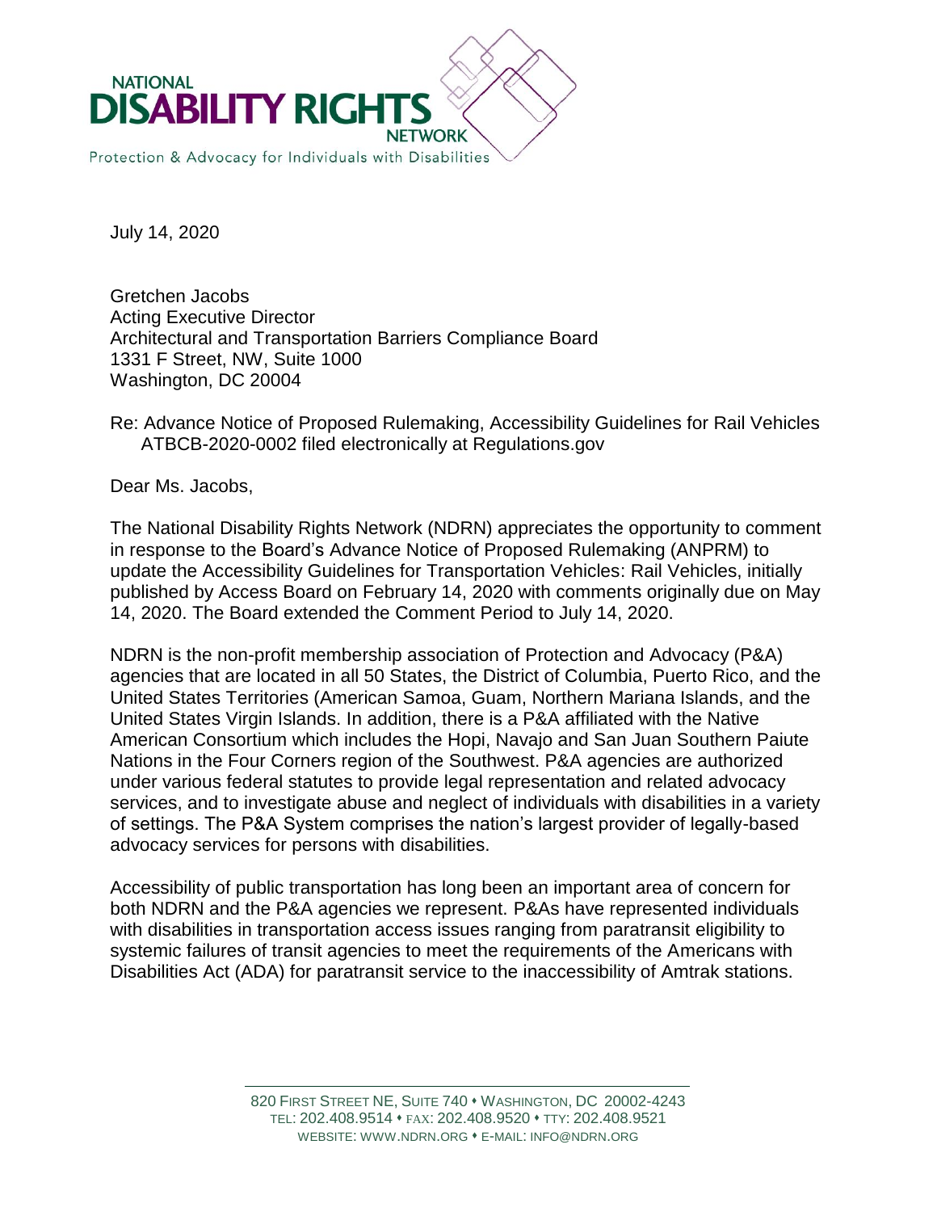NATIONAL
**DISABILITY RIGHTS**
NETWORK
Protection & Advocacy for Individuals with Disabilities

July 14, 2020

Gretchen Jacobs
Acting Executive Director
Architectural and Transportation Barriers Compliance Board
1331 F Street, NW, Suite 1000
Washington, DC 20004

Re: Advance Notice of Proposed Rulemaking, Accessibility Guidelines for Rail Vehicles ATBCB-2020-0002 filed electronically at Regulations.gov

Dear Ms. Jacobs,

The National Disability Rights Network (NDRN) appreciates the opportunity to comment in response to the Board's Advance Notice of Proposed Rulemaking (ANPRM) to update the Accessibility Guidelines for Transportation Vehicles: Rail Vehicles, initially published by Access Board on February 14, 2020 with comments originally due on May 14, 2020. The Board extended the Comment Period to July 14, 2020.

NDRN is the non-profit membership association of Protection and Advocacy (P&A) agencies that are located in all 50 States, the District of Columbia, Puerto Rico, and the United States Territories (American Samoa, Guam, Northern Mariana Islands, and the United States Virgin Islands. In addition, there is a P&A affiliated with the Native American Consortium which includes the Hopi, Navajo and San Juan Southern Paiute Nations in the Four Corners region of the Southwest. P&A agencies are authorized under various federal statutes to provide legal representation and related advocacy services, and to investigate abuse and neglect of individuals with disabilities in a variety of settings. The P&A System comprises the nation's largest provider of legally-based advocacy services for persons with disabilities.

Accessibility of public transportation has long been an important area of concern for both NDRN and the P&A agencies we represent. P&As have represented individuals with disabilities in transportation access issues ranging from paratransit eligibility to systemic failures of transit agencies to meet the requirements of the Americans with Disabilities Act (ADA) for paratransit service to the inaccessibility of Amtrak stations.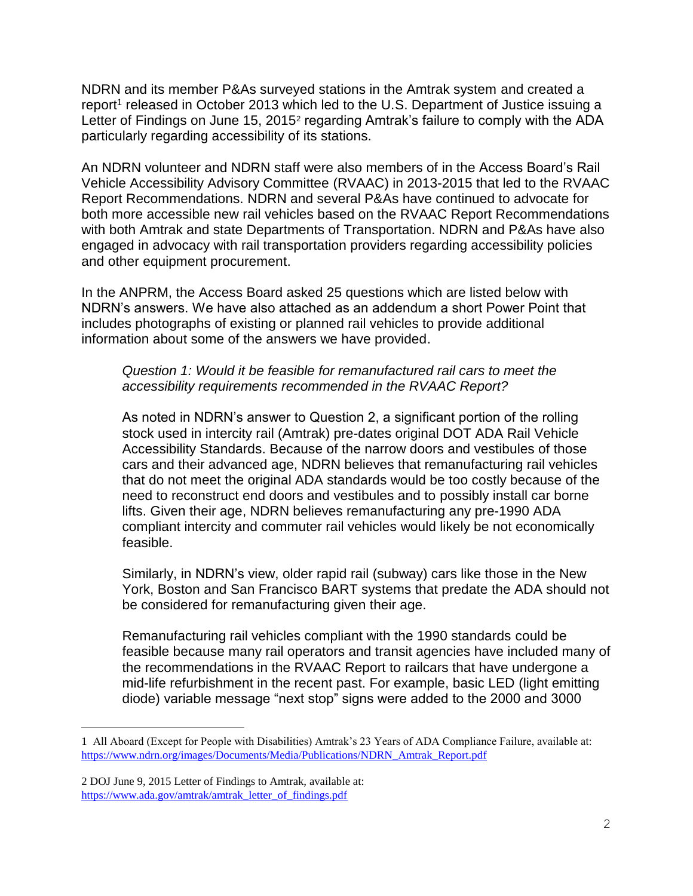NDRN and its member P&As surveyed stations in the Amtrak system and created a report[1] released in October 2013 which led to the U.S. Department of Justice issuing a Letter of Findings on June 15, 2015[2] regarding Amtrak's failure to comply with the ADA particularly regarding accessibility of its stations.

An NDRN volunteer and NDRN staff were also members of in the Access Board's Rail Vehicle Accessibility Advisory Committee (RVAAC) in 2013-2015 that led to the RVAAC Report Recommendations. NDRN and several P&As have continued to advocate for both more accessible new rail vehicles based on the RVAAC Report Recommendations with both Amtrak and state Departments of Transportation. NDRN and P&As have also engaged in advocacy with rail transportation providers regarding accessibility policies and other equipment procurement.

In the ANPRM, the Access Board asked 25 questions which are listed below with NDRN's answers. We have also attached as an addendum a short Power Point that includes photographs of existing or planned rail vehicles to provide additional information about some of the answers we have provided.

> *Question 1: Would it be feasible for remanufactured rail cars to meet the accessibility requirements recommended in the RVAAC Report?*
>
> As noted in NDRN's answer to Question 2, a significant portion of the rolling stock used in intercity rail (Amtrak) pre-dates original DOT ADA Rail Vehicle Accessibility Standards. Because of the narrow doors and vestibules of those cars and their advanced age, NDRN believes that remanufacturing rail vehicles that do not meet the original ADA standards would be too costly because of the need to reconstruct end doors and vestibules and to possibly install car borne lifts. Given their age, NDRN believes remanufacturing any pre-1990 ADA compliant intercity and commuter rail vehicles would likely be not economically feasible.
>
> Similarly, in NDRN's view, older rapid rail (subway) cars like those in the New York, Boston and San Francisco BART systems that predate the ADA should not be considered for remanufacturing given their age.
>
> Remanufacturing rail vehicles compliant with the 1990 standards could be feasible because many rail operators and transit agencies have included many of the recommendations in the RVAAC Report to railcars that have undergone a mid-life refurbishment in the recent past. For example, basic LED (light emitting diode) variable message "next stop" signs were added to the 2000 and 3000

---

1 All Aboard (Except for People with Disabilities) Amtrak's 23 Years of ADA Compliance Failure, available at: https://www.ndrn.org/images/Documents/Media/Publications/NDRN_Amtrak_Report.pdf

2 DOJ June 9, 2015 Letter of Findings to Amtrak, available at: https://www.ada.gov/amtrak/amtrak_letter_of_findings.pdf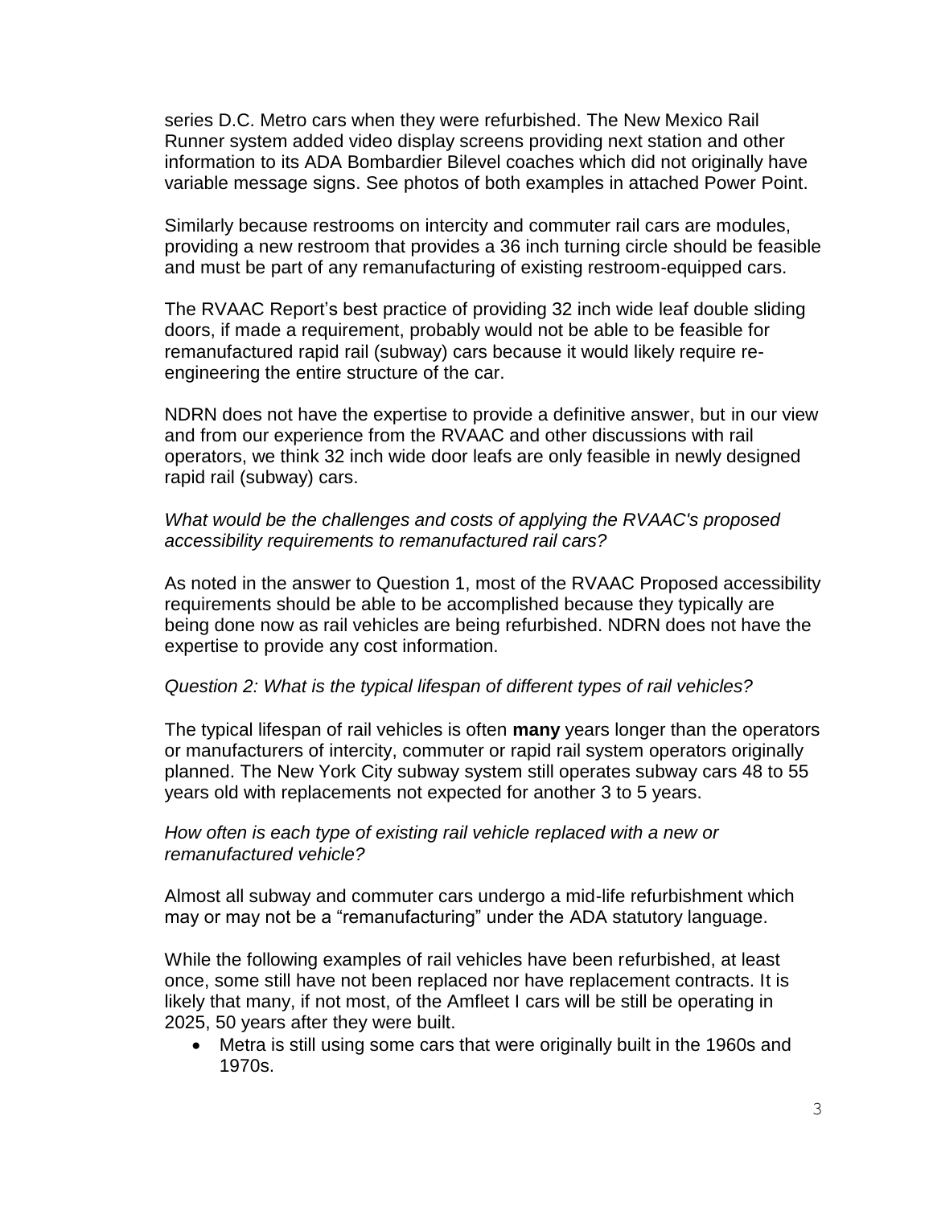series D.C. Metro cars when they were refurbished. The New Mexico Rail Runner system added video display screens providing next station and other information to its ADA Bombardier Bilevel coaches which did not originally have variable message signs. See photos of both examples in attached Power Point.

Similarly because restrooms on intercity and commuter rail cars are modules, providing a new restroom that provides a 36 inch turning circle should be feasible and must be part of any remanufacturing of existing restroom-equipped cars.

The RVAAC Report's best practice of providing 32 inch wide leaf double sliding doors, if made a requirement, probably would not be able to be feasible for remanufactured rapid rail (subway) cars because it would likely require re-engineering the entire structure of the car.

NDRN does not have the expertise to provide a definitive answer, but in our view and from our experience from the RVAAC and other discussions with rail operators, we think 32 inch wide door leafs are only feasible in newly designed rapid rail (subway) cars.

*What would be the challenges and costs of applying the RVAAC's proposed accessibility requirements to remanufactured rail cars?*

As noted in the answer to Question 1, most of the RVAAC Proposed accessibility requirements should be able to be accomplished because they typically are being done now as rail vehicles are being refurbished. NDRN does not have the expertise to provide any cost information.

*Question 2: What is the typical lifespan of different types of rail vehicles?*

The typical lifespan of rail vehicles is often **many** years longer than the operators or manufacturers of intercity, commuter or rapid rail system operators originally planned. The New York City subway system still operates subway cars 48 to 55 years old with replacements not expected for another 3 to 5 years.

*How often is each type of existing rail vehicle replaced with a new or remanufactured vehicle?*

Almost all subway and commuter cars undergo a mid-life refurbishment which may or may not be a "remanufacturing" under the ADA statutory language.

While the following examples of rail vehicles have been refurbished, at least once, some still have not been replaced nor have replacement contracts. It is likely that many, if not most, of the Amfleet I cars will be still be operating in 2025, 50 years after they were built.

- Metra is still using some cars that were originally built in the 1960s and 1970s.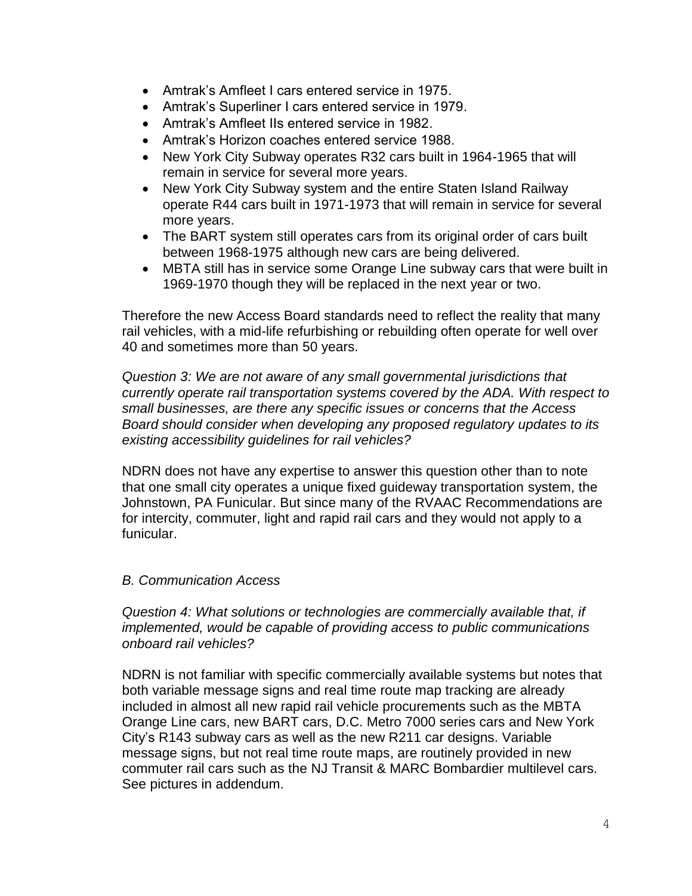- Amtrak's Amfleet I cars entered service in 1975.
- Amtrak's Superliner I cars entered service in 1979.
- Amtrak's Amfleet IIs entered service in 1982.
- Amtrak's Horizon coaches entered service 1988.
- New York City Subway operates R32 cars built in 1964-1965 that will remain in service for several more years.
- New York City Subway system and the entire Staten Island Railway operate R44 cars built in 1971-1973 that will remain in service for several more years.
- The BART system still operates cars from its original order of cars built between 1968-1975 although new cars are being delivered.
- MBTA still has in service some Orange Line subway cars that were built in 1969-1970 though they will be replaced in the next year or two.

Therefore the new Access Board standards need to reflect the reality that many rail vehicles, with a mid-life refurbishing or rebuilding often operate for well over 40 and sometimes more than 50 years.

*Question 3: We are not aware of any small governmental jurisdictions that currently operate rail transportation systems covered by the ADA. With respect to small businesses, are there any specific issues or concerns that the Access Board should consider when developing any proposed regulatory updates to its existing accessibility guidelines for rail vehicles?*

NDRN does not have any expertise to answer this question other than to note that one small city operates a unique fixed guideway transportation system, the Johnstown, PA Funicular. But since many of the RVAAC Recommendations are for intercity, commuter, light and rapid rail cars and they would not apply to a funicular.

*B. Communication Access*

*Question 4: What solutions or technologies are commercially available that, if implemented, would be capable of providing access to public communications onboard rail vehicles?*

NDRN is not familiar with specific commercially available systems but notes that both variable message signs and real time route map tracking are already included in almost all new rapid rail vehicle procurements such as the MBTA Orange Line cars, new BART cars, D.C. Metro 7000 series cars and New York City's R143 subway cars as well as the new R211 car designs. Variable message signs, but not real time route maps, are routinely provided in new commuter rail cars such as the NJ Transit & MARC Bombardier multilevel cars. See pictures in addendum.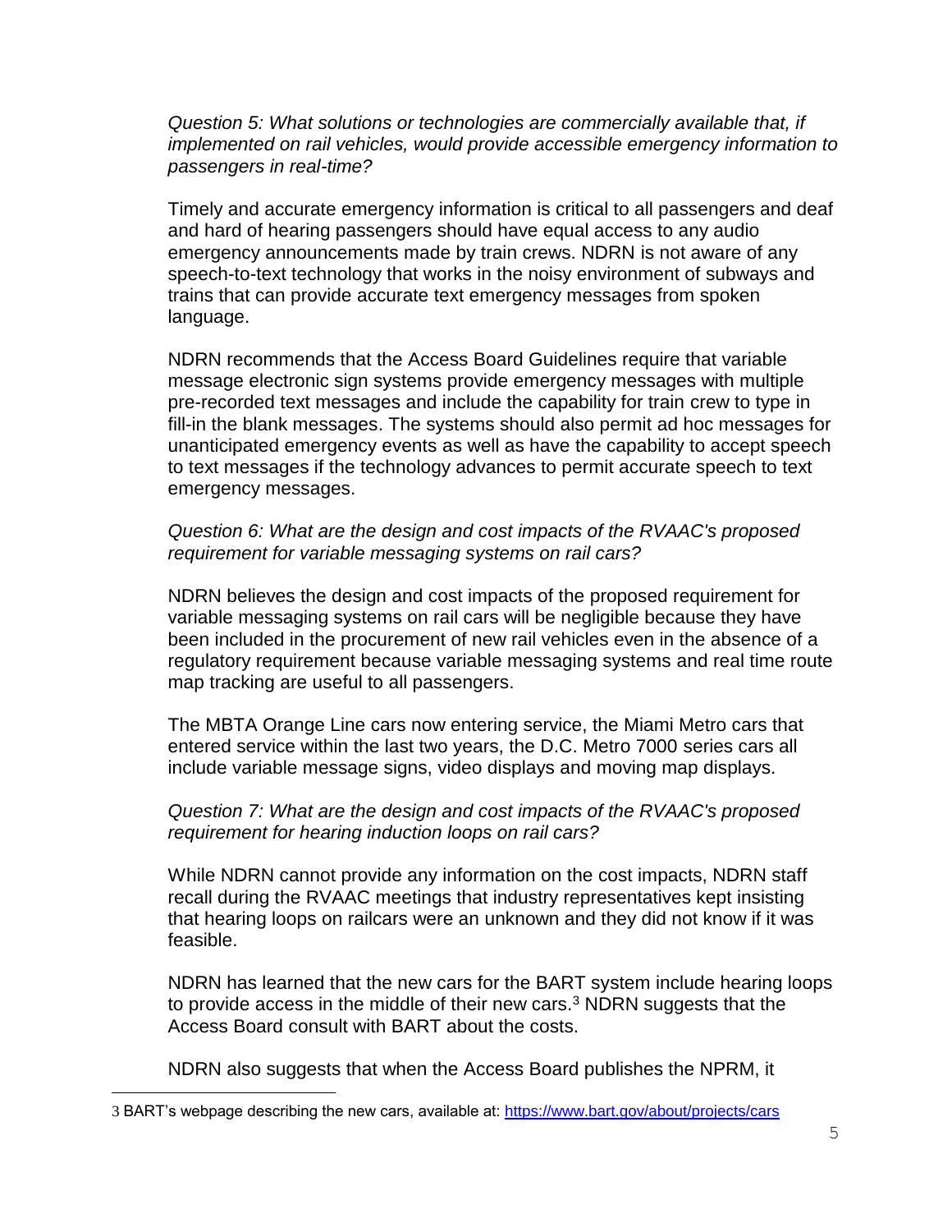*Question 5: What solutions or technologies are commercially available that, if implemented on rail vehicles, would provide accessible emergency information to passengers in real-time?*

Timely and accurate emergency information is critical to all passengers and deaf and hard of hearing passengers should have equal access to any audio emergency announcements made by train crews. NDRN is not aware of any speech-to-text technology that works in the noisy environment of subways and trains that can provide accurate text emergency messages from spoken language.

NDRN recommends that the Access Board Guidelines require that variable message electronic sign systems provide emergency messages with multiple pre-recorded text messages and include the capability for train crew to type in fill-in the blank messages. The systems should also permit ad hoc messages for unanticipated emergency events as well as have the capability to accept speech to text messages if the technology advances to permit accurate speech to text emergency messages.

*Question 6: What are the design and cost impacts of the RVAAC's proposed requirement for variable messaging systems on rail cars?*

NDRN believes the design and cost impacts of the proposed requirement for variable messaging systems on rail cars will be negligible because they have been included in the procurement of new rail vehicles even in the absence of a regulatory requirement because variable messaging systems and real time route map tracking are useful to all passengers.

The MBTA Orange Line cars now entering service, the Miami Metro cars that entered service within the last two years, the D.C. Metro 7000 series cars all include variable message signs, video displays and moving map displays.

*Question 7: What are the design and cost impacts of the RVAAC's proposed requirement for hearing induction loops on rail cars?*

While NDRN cannot provide any information on the cost impacts, NDRN staff recall during the RVAAC meetings that industry representatives kept insisting that hearing loops on railcars were an unknown and they did not know if it was feasible.

NDRN has learned that the new cars for the BART system include hearing loops to provide access in the middle of their new cars.[3] NDRN suggests that the Access Board consult with BART about the costs.

NDRN also suggests that when the Access Board publishes the NPRM, it

---

[3] BART's webpage describing the new cars, available at: https://www.bart.gov/about/projects/cars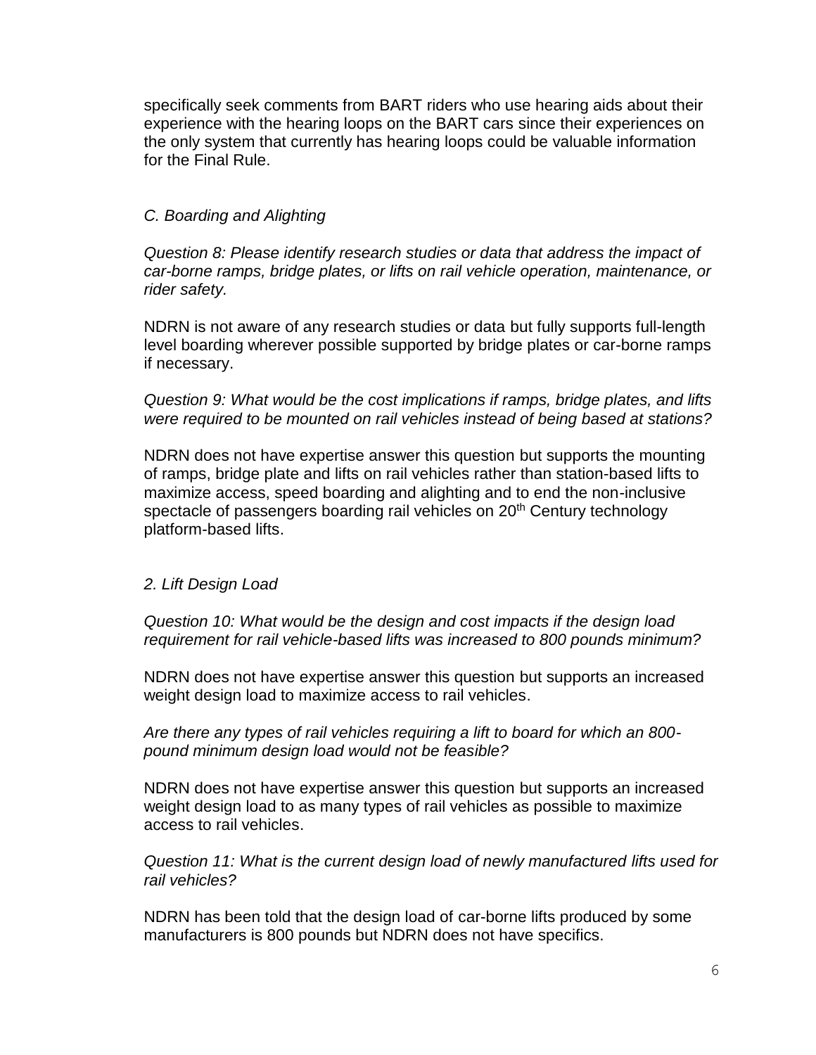specifically seek comments from BART riders who use hearing aids about their experience with the hearing loops on the BART cars since their experiences on the only system that currently has hearing loops could be valuable information for the Final Rule.

*C. Boarding and Alighting*

*Question 8: Please identify research studies or data that address the impact of car-borne ramps, bridge plates, or lifts on rail vehicle operation, maintenance, or rider safety.*

NDRN is not aware of any research studies or data but fully supports full-length level boarding wherever possible supported by bridge plates or car-borne ramps if necessary.

*Question 9: What would be the cost implications if ramps, bridge plates, and lifts were required to be mounted on rail vehicles instead of being based at stations?*

NDRN does not have expertise answer this question but supports the mounting of ramps, bridge plate and lifts on rail vehicles rather than station-based lifts to maximize access, speed boarding and alighting and to end the non-inclusive spectacle of passengers boarding rail vehicles on 20th Century technology platform-based lifts.

*2. Lift Design Load*

*Question 10: What would be the design and cost impacts if the design load requirement for rail vehicle-based lifts was increased to 800 pounds minimum?*

NDRN does not have expertise answer this question but supports an increased weight design load to maximize access to rail vehicles.

*Are there any types of rail vehicles requiring a lift to board for which an 800-pound minimum design load would not be feasible?*

NDRN does not have expertise answer this question but supports an increased weight design load to as many types of rail vehicles as possible to maximize access to rail vehicles.

*Question 11: What is the current design load of newly manufactured lifts used for rail vehicles?*

NDRN has been told that the design load of car-borne lifts produced by some manufacturers is 800 pounds but NDRN does not have specifics.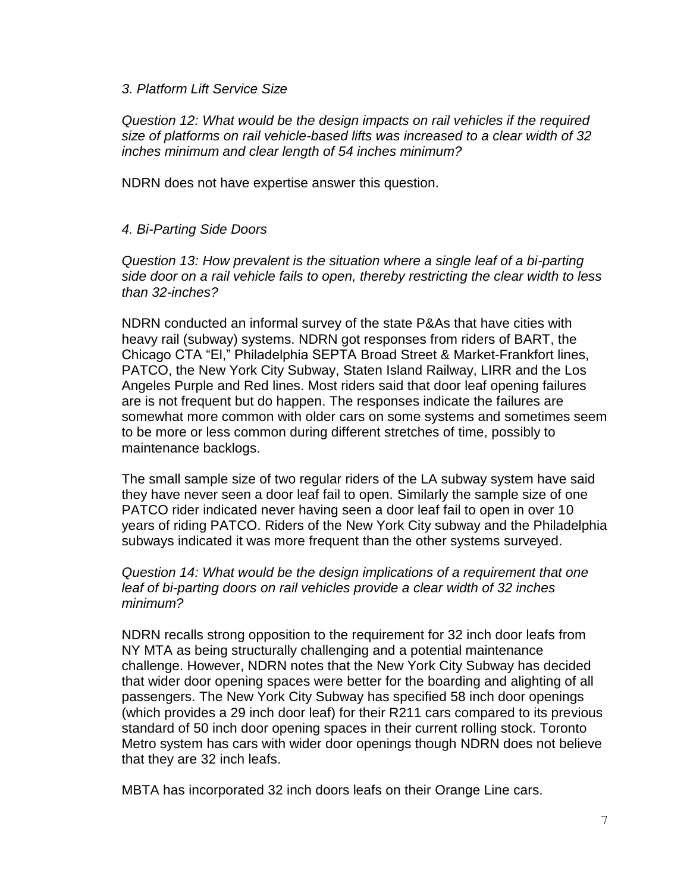*3. Platform Lift Service Size*

*Question 12: What would be the design impacts on rail vehicles if the required size of platforms on rail vehicle-based lifts was increased to a clear width of 32 inches minimum and clear length of 54 inches minimum?*

NDRN does not have expertise answer this question.

*4. Bi-Parting Side Doors*

*Question 13: How prevalent is the situation where a single leaf of a bi-parting side door on a rail vehicle fails to open, thereby restricting the clear width to less than 32-inches?*

NDRN conducted an informal survey of the state P&As that have cities with heavy rail (subway) systems. NDRN got responses from riders of BART, the Chicago CTA "El," Philadelphia SEPTA Broad Street & Market-Frankfort lines, PATCO, the New York City Subway, Staten Island Railway, LIRR and the Los Angeles Purple and Red lines. Most riders said that door leaf opening failures are is not frequent but do happen. The responses indicate the failures are somewhat more common with older cars on some systems and sometimes seem to be more or less common during different stretches of time, possibly to maintenance backlogs.

The small sample size of two regular riders of the LA subway system have said they have never seen a door leaf fail to open. Similarly the sample size of one PATCO rider indicated never having seen a door leaf fail to open in over 10 years of riding PATCO. Riders of the New York City subway and the Philadelphia subways indicated it was more frequent than the other systems surveyed.

*Question 14: What would be the design implications of a requirement that one leaf of bi-parting doors on rail vehicles provide a clear width of 32 inches minimum?*

NDRN recalls strong opposition to the requirement for 32 inch door leafs from NY MTA as being structurally challenging and a potential maintenance challenge. However, NDRN notes that the New York City Subway has decided that wider door opening spaces were better for the boarding and alighting of all passengers. The New York City Subway has specified 58 inch door openings (which provides a 29 inch door leaf) for their R211 cars compared to its previous standard of 50 inch door opening spaces in their current rolling stock. Toronto Metro system has cars with wider door openings though NDRN does not believe that they are 32 inch leafs.

MBTA has incorporated 32 inch doors leafs on their Orange Line cars.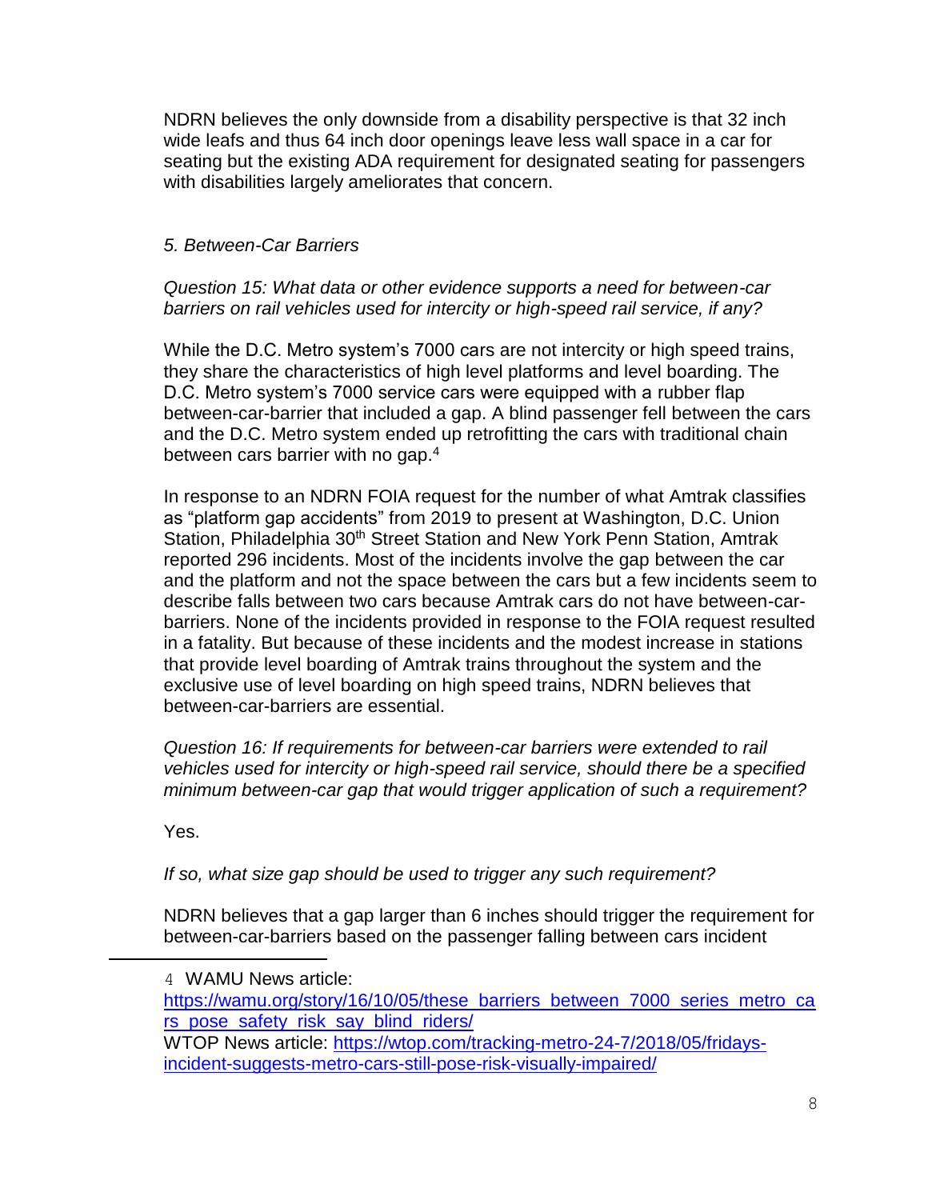NDRN believes the only downside from a disability perspective is that 32 inch wide leafs and thus 64 inch door openings leave less wall space in a car for seating but the existing ADA requirement for designated seating for passengers with disabilities largely ameliorates that concern.

*5. Between-Car Barriers*

*Question 15: What data or other evidence supports a need for between-car barriers on rail vehicles used for intercity or high-speed rail service, if any?*

While the D.C. Metro system's 7000 cars are not intercity or high speed trains, they share the characteristics of high level platforms and level boarding. The D.C. Metro system's 7000 service cars were equipped with a rubber flap between-car-barrier that included a gap. A blind passenger fell between the cars and the D.C. Metro system ended up retrofitting the cars with traditional chain between cars barrier with no gap.[4]

In response to an NDRN FOIA request for the number of what Amtrak classifies as "platform gap accidents" from 2019 to present at Washington, D.C. Union Station, Philadelphia 30th Street Station and New York Penn Station, Amtrak reported 296 incidents. Most of the incidents involve the gap between the car and the platform and not the space between the cars but a few incidents seem to describe falls between two cars because Amtrak cars do not have between-car-barriers. None of the incidents provided in response to the FOIA request resulted in a fatality. But because of these incidents and the modest increase in stations that provide level boarding of Amtrak trains throughout the system and the exclusive use of level boarding on high speed trains, NDRN believes that between-car-barriers are essential.

*Question 16: If requirements for between-car barriers were extended to rail vehicles used for intercity or high-speed rail service, should there be a specified minimum between-car gap that would trigger application of such a requirement?*

Yes.

*If so, what size gap should be used to trigger any such requirement?*

NDRN believes that a gap larger than 6 inches should trigger the requirement for between-car-barriers based on the passenger falling between cars incident

---

4 WAMU News article: https://wamu.org/story/16/10/05/these_barriers_between_7000_series_metro_cars_pose_safety_risk_say_blind_riders/
WTOP News article: https://wtop.com/tracking-metro-24-7/2018/05/fridays-incident-suggests-metro-cars-still-pose-risk-visually-impaired/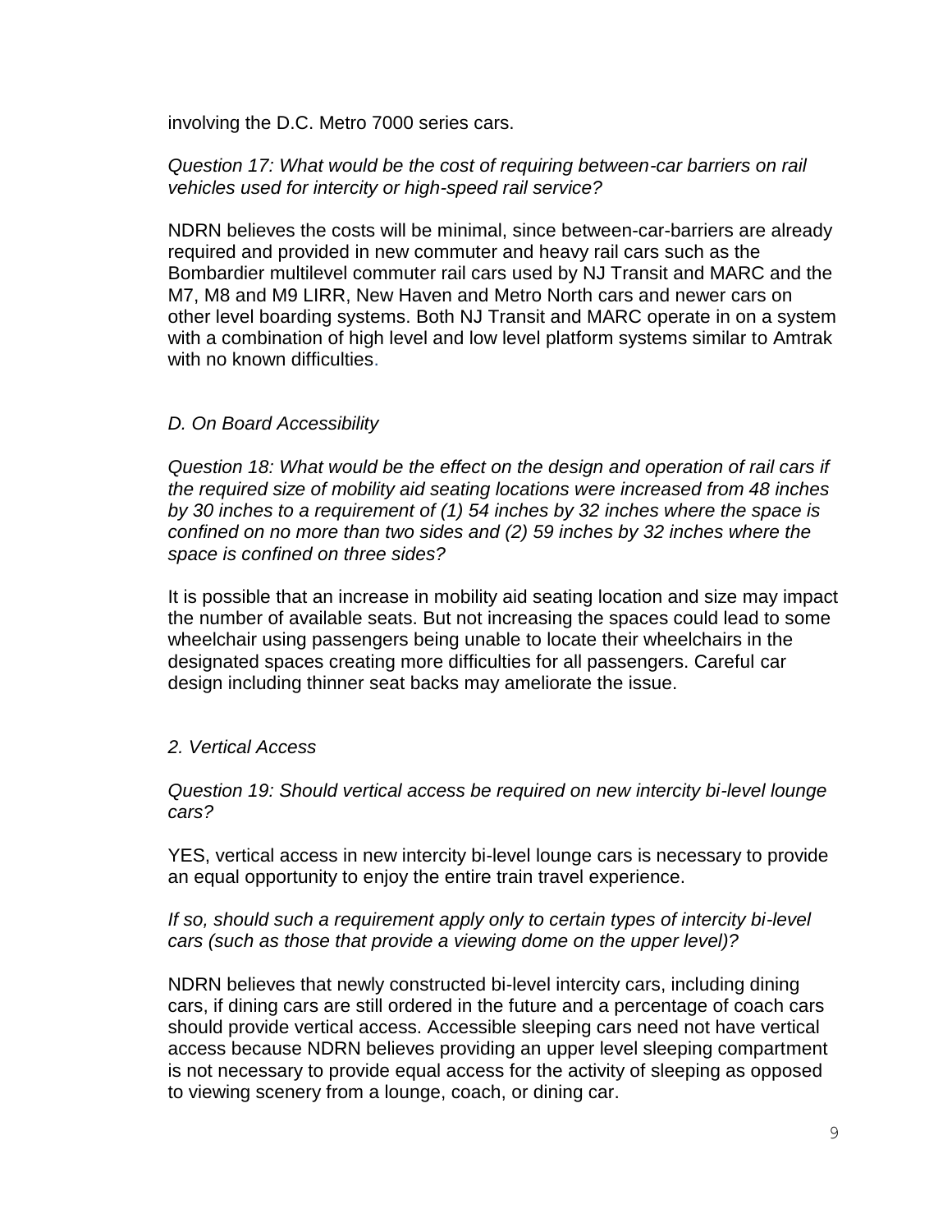involving the D.C. Metro 7000 series cars.

*Question 17: What would be the cost of requiring between-car barriers on rail vehicles used for intercity or high-speed rail service?*

NDRN believes the costs will be minimal, since between-car-barriers are already required and provided in new commuter and heavy rail cars such as the Bombardier multilevel commuter rail cars used by NJ Transit and MARC and the M7, M8 and M9 LIRR, New Haven and Metro North cars and newer cars on other level boarding systems. Both NJ Transit and MARC operate in on a system with a combination of high level and low level platform systems similar to Amtrak with no known difficulties.

*D. On Board Accessibility*

*Question 18: What would be the effect on the design and operation of rail cars if the required size of mobility aid seating locations were increased from 48 inches by 30 inches to a requirement of (1) 54 inches by 32 inches where the space is confined on no more than two sides and (2) 59 inches by 32 inches where the space is confined on three sides?*

It is possible that an increase in mobility aid seating location and size may impact the number of available seats. But not increasing the spaces could lead to some wheelchair using passengers being unable to locate their wheelchairs in the designated spaces creating more difficulties for all passengers. Careful car design including thinner seat backs may ameliorate the issue.

*2. Vertical Access*

*Question 19: Should vertical access be required on new intercity bi-level lounge cars?*

YES, vertical access in new intercity bi-level lounge cars is necessary to provide an equal opportunity to enjoy the entire train travel experience.

*If so, should such a requirement apply only to certain types of intercity bi-level cars (such as those that provide a viewing dome on the upper level)?*

NDRN believes that newly constructed bi-level intercity cars, including dining cars, if dining cars are still ordered in the future and a percentage of coach cars should provide vertical access. Accessible sleeping cars need not have vertical access because NDRN believes providing an upper level sleeping compartment is not necessary to provide equal access for the activity of sleeping as opposed to viewing scenery from a lounge, coach, or dining car.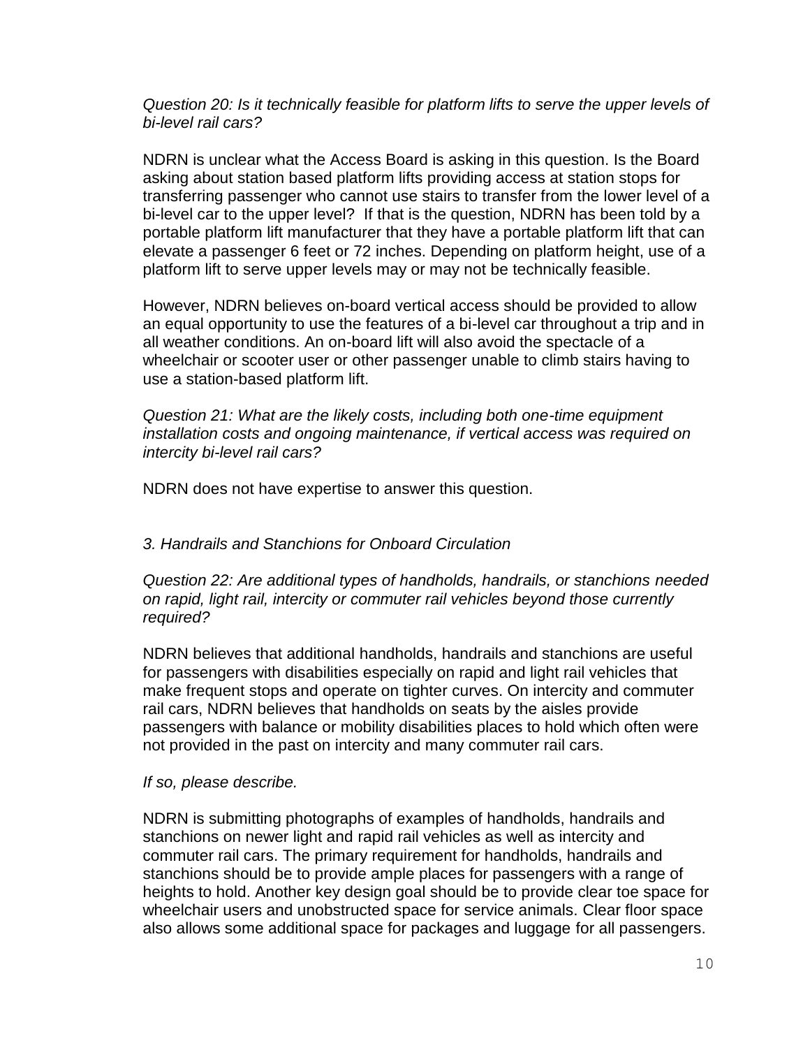*Question 20: Is it technically feasible for platform lifts to serve the upper levels of bi-level rail cars?*

NDRN is unclear what the Access Board is asking in this question. Is the Board asking about station based platform lifts providing access at station stops for transferring passenger who cannot use stairs to transfer from the lower level of a bi-level car to the upper level? If that is the question, NDRN has been told by a portable platform lift manufacturer that they have a portable platform lift that can elevate a passenger 6 feet or 72 inches. Depending on platform height, use of a platform lift to serve upper levels may or may not be technically feasible.

However, NDRN believes on-board vertical access should be provided to allow an equal opportunity to use the features of a bi-level car throughout a trip and in all weather conditions. An on-board lift will also avoid the spectacle of a wheelchair or scooter user or other passenger unable to climb stairs having to use a station-based platform lift.

*Question 21: What are the likely costs, including both one-time equipment installation costs and ongoing maintenance, if vertical access was required on intercity bi-level rail cars?*

NDRN does not have expertise to answer this question.

*3. Handrails and Stanchions for Onboard Circulation*

*Question 22: Are additional types of handholds, handrails, or stanchions needed on rapid, light rail, intercity or commuter rail vehicles beyond those currently required?*

NDRN believes that additional handholds, handrails and stanchions are useful for passengers with disabilities especially on rapid and light rail vehicles that make frequent stops and operate on tighter curves. On intercity and commuter rail cars, NDRN believes that handholds on seats by the aisles provide passengers with balance or mobility disabilities places to hold which often were not provided in the past on intercity and many commuter rail cars.

*If so, please describe.*

NDRN is submitting photographs of examples of handholds, handrails and stanchions on newer light and rapid rail vehicles as well as intercity and commuter rail cars. The primary requirement for handholds, handrails and stanchions should be to provide ample places for passengers with a range of heights to hold. Another key design goal should be to provide clear toe space for wheelchair users and unobstructed space for service animals. Clear floor space also allows some additional space for packages and luggage for all passengers.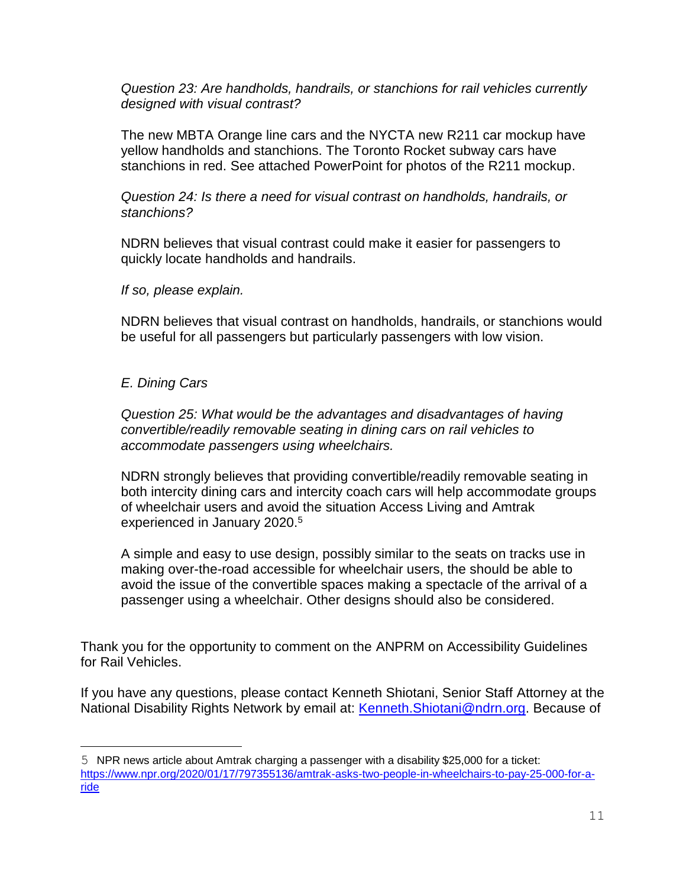*Question 23: Are handholds, handrails, or stanchions for rail vehicles currently designed with visual contrast?*

The new MBTA Orange line cars and the NYCTA new R211 car mockup have yellow handholds and stanchions. The Toronto Rocket subway cars have stanchions in red. See attached PowerPoint for photos of the R211 mockup.

*Question 24: Is there a need for visual contrast on handholds, handrails, or stanchions?*

NDRN believes that visual contrast could make it easier for passengers to quickly locate handholds and handrails.

*If so, please explain.*

NDRN believes that visual contrast on handholds, handrails, or stanchions would be useful for all passengers but particularly passengers with low vision.

*E. Dining Cars*

*Question 25: What would be the advantages and disadvantages of having convertible/readily removable seating in dining cars on rail vehicles to accommodate passengers using wheelchairs.*

NDRN strongly believes that providing convertible/readily removable seating in both intercity dining cars and intercity coach cars will help accommodate groups of wheelchair users and avoid the situation Access Living and Amtrak experienced in January 2020.[5]

A simple and easy to use design, possibly similar to the seats on tracks use in making over-the-road accessible for wheelchair users, the should be able to avoid the issue of the convertible spaces making a spectacle of the arrival of a passenger using a wheelchair. Other designs should also be considered.

Thank you for the opportunity to comment on the ANPRM on Accessibility Guidelines for Rail Vehicles.

If you have any questions, please contact Kenneth Shiotani, Senior Staff Attorney at the National Disability Rights Network by email at: [Kenneth.Shiotani@ndrn.org](mailto:Kenneth.Shiotani@ndrn.org). Because of

---

[5] NPR news article about Amtrak charging a passenger with a disability $25,000 for a ticket: https://www.npr.org/2020/01/17/797355136/amtrak-asks-two-people-in-wheelchairs-to-pay-25-000-for-a-ride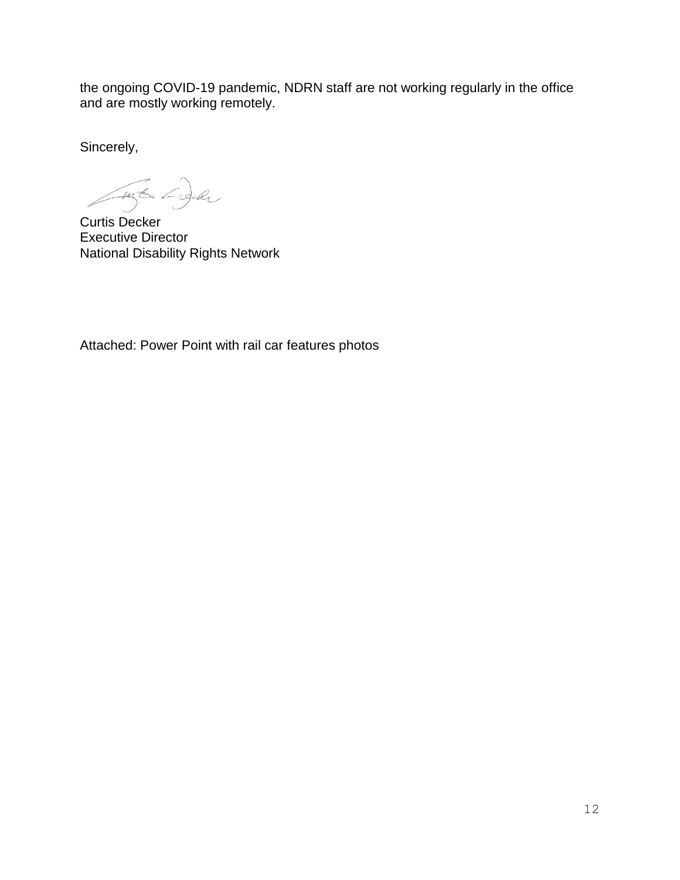the ongoing COVID-19 pandemic, NDRN staff are not working regularly in the office and are mostly working remotely.

Sincerely,

Curtis Decker
Executive Director
National Disability Rights Network

Attached: Power Point with rail car features photos